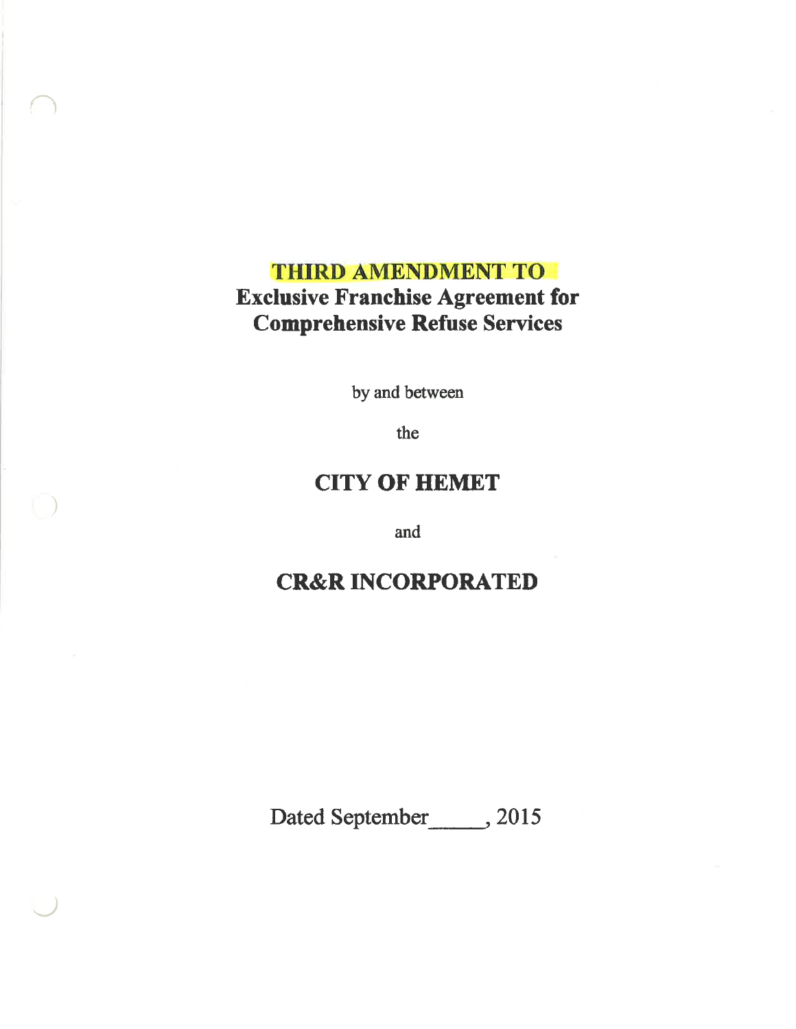# THIRD AMENDMENT TO
# Exclusive Franchise Agreement for Comprehensive Refuse Services

by and between

the

## CITY OF HEMET

and

## CR&R INCORPORATED

Dated September_____, 2015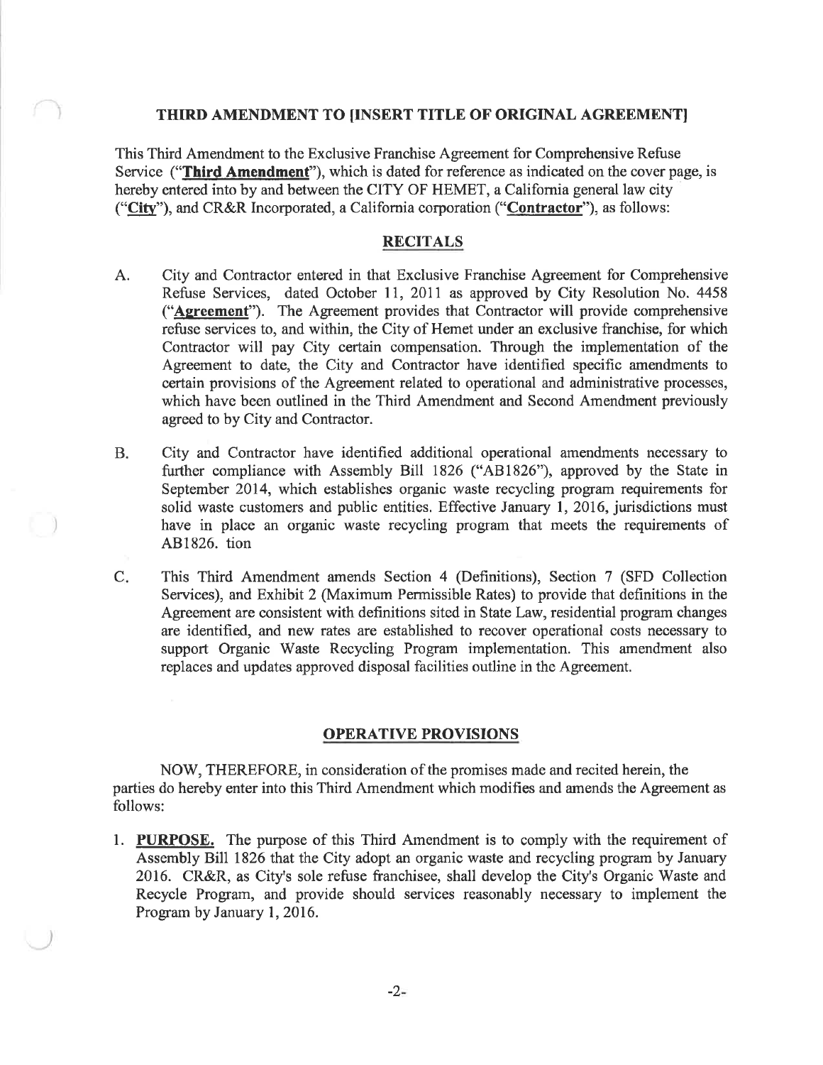## THIRD AMENDMENT TO [INSERT TITLE OF ORIGINAL AGREEMENT]

This Third Amendment to the Exclusive Franchise Agreement for Comprehensive Refuse Service ("**Third Amendment**"), which is dated for reference as indicated on the cover page, is hereby entered into by and between the CITY OF HEMET, a California general law city ("**City**"), and CR&R Incorporated, a California corporation ("**Contractor**"), as follows:

## RECITALS

A. City and Contractor entered in that Exclusive Franchise Agreement for Comprehensive Refuse Services, dated October 11, 2011 as approved by City Resolution No. 4458 ("**Agreement**"). The Agreement provides that Contractor will provide comprehensive refuse services to, and within, the City of Hemet under an exclusive franchise, for which Contractor will pay City certain compensation. Through the implementation of the Agreement to date, the City and Contractor have identified specific amendments to certain provisions of the Agreement related to operational and administrative processes, which have been outlined in the Third Amendment and Second Amendment previously agreed to by City and Contractor.

B. City and Contractor have identified additional operational amendments necessary to further compliance with Assembly Bill 1826 ("AB1826"), approved by the State in September 2014, which establishes organic waste recycling program requirements for solid waste customers and public entities. Effective January 1, 2016, jurisdictions must have in place an organic waste recycling program that meets the requirements of AB1826. tion

C. This Third Amendment amends Section 4 (Definitions), Section 7 (SFD Collection Services), and Exhibit 2 (Maximum Permissible Rates) to provide that definitions in the Agreement are consistent with definitions sited in State Law, residential program changes are identified, and new rates are established to recover operational costs necessary to support Organic Waste Recycling Program implementation. This amendment also replaces and updates approved disposal facilities outline in the Agreement.

## OPERATIVE PROVISIONS

NOW, THEREFORE, in consideration of the promises made and recited herein, the parties do hereby enter into this Third Amendment which modifies and amends the Agreement as follows:

1. **PURPOSE.** The purpose of this Third Amendment is to comply with the requirement of Assembly Bill 1826 that the City adopt an organic waste and recycling program by January 2016. CR&R, as City's sole refuse franchisee, shall develop the City's Organic Waste and Recycle Program, and provide should services reasonably necessary to implement the Program by January 1, 2016.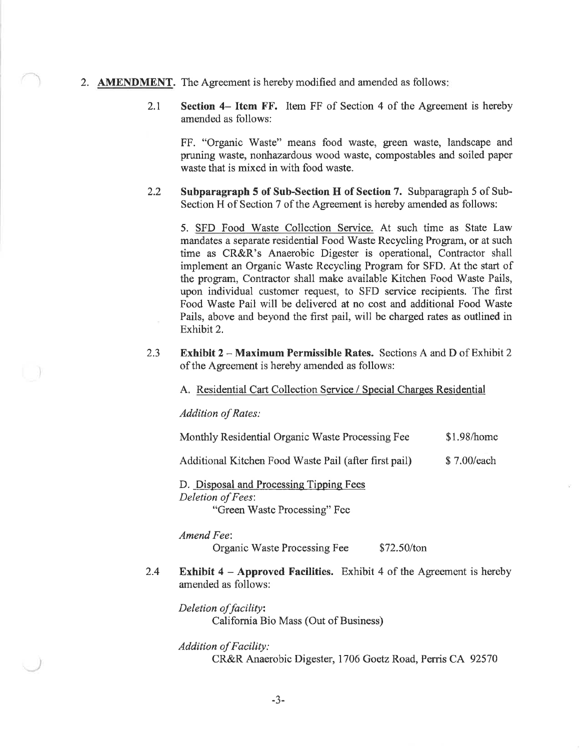2. **AMENDMENT**. The Agreement is hereby modified and amended as follows:

   2.1 **Section 4– Item FF.** Item FF of Section 4 of the Agreement is hereby amended as follows:

   FF. "Organic Waste" means food waste, green waste, landscape and pruning waste, nonhazardous wood waste, compostables and soiled paper waste that is mixed in with food waste.

   2.2 **Subparagraph 5 of Sub-Section H of Section 7.** Subparagraph 5 of Sub-Section H of Section 7 of the Agreement is hereby amended as follows:

   5. <u>SFD Food Waste Collection Service.</u> At such time as State Law mandates a separate residential Food Waste Recycling Program, or at such time as CR&R's Anaerobic Digester is operational, Contractor shall implement an Organic Waste Recycling Program for SFD. At the start of the program, Contractor shall make available Kitchen Food Waste Pails, upon individual customer request, to SFD service recipients. The first Food Waste Pail will be delivered at no cost and additional Food Waste Pails, above and beyond the first pail, will be charged rates as outlined in Exhibit 2.

   2.3 **Exhibit 2 – Maximum Permissible Rates.** Sections A and D of Exhibit 2 of the Agreement is hereby amended as follows:

   A. <u>Residential Cart Collection Service / Special Charges Residential</u>

   *Addition of Rates:*

   | | |
   |---|---|
   | Monthly Residential Organic Waste Processing Fee | $1.98/home |
   | Additional Kitchen Food Waste Pail (after first pail) | $ 7.00/each |

   D. <u>Disposal and Processing Tipping Fees</u>
   *Deletion of Fees*:
   "Green Waste Processing" Fee

   *Amend Fee*:
   Organic Waste Processing Fee $72.50/ton

   2.4 **Exhibit 4 – Approved Facilities.** Exhibit 4 of the Agreement is hereby amended as follows:

   *Deletion of facility*:
   California Bio Mass (Out of Business)

   *Addition of Facility:*
   CR&R Anaerobic Digester, 1706 Goetz Road, Perris CA 92570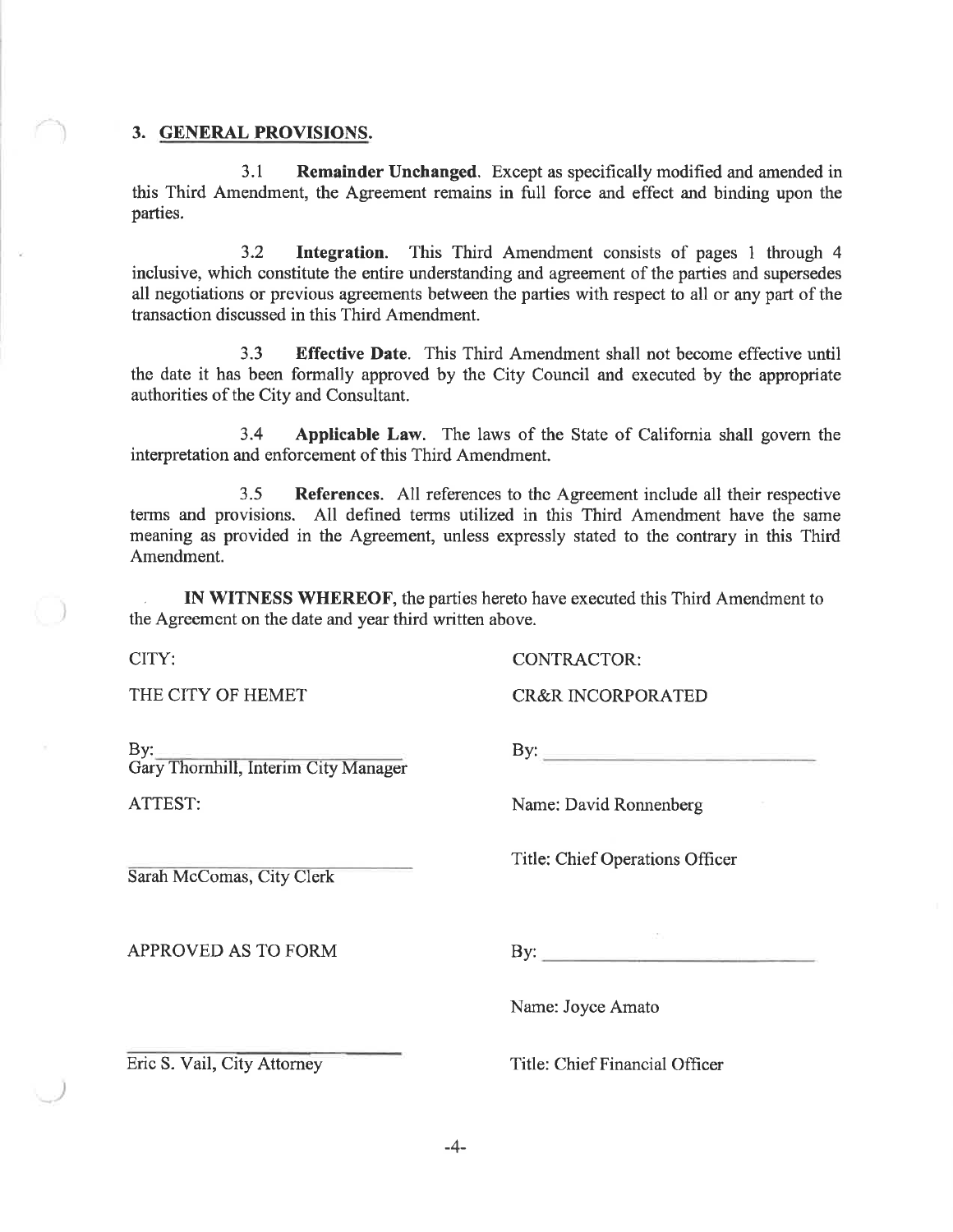## 3. GENERAL PROVISIONS.

3.1 **Remainder Unchanged**. Except as specifically modified and amended in this Third Amendment, the Agreement remains in full force and effect and binding upon the parties.

3.2 **Integration.** This Third Amendment consists of pages 1 through 4 inclusive, which constitute the entire understanding and agreement of the parties and supersedes all negotiations or previous agreements between the parties with respect to all or any part of the transaction discussed in this Third Amendment.

3.3 **Effective Date**. This Third Amendment shall not become effective until the date it has been formally approved by the City Council and executed by the appropriate authorities of the City and Consultant.

3.4 **Applicable Law**. The laws of the State of California shall govern the interpretation and enforcement of this Third Amendment.

3.5 **References.** All references to the Agreement include all their respective terms and provisions. All defined terms utilized in this Third Amendment have the same meaning as provided in the Agreement, unless expressly stated to the contrary in this Third Amendment.

**IN WITNESS WHEREOF**, the parties hereto have executed this Third Amendment to the Agreement on the date and year third written above.

CITY:

THE CITY OF HEMET

By: ______________________
Gary Thornhill, Interim City Manager

ATTEST:

______________________
Sarah McComas, City Clerk

APPROVED AS TO FORM

______________________
Eric S. Vail, City Attorney

CONTRACTOR:

CR&R INCORPORATED

By: ______________________

Name: David Ronnenberg

Title: Chief Operations Officer

By: ______________________

Name: Joyce Amato

Title: Chief Financial Officer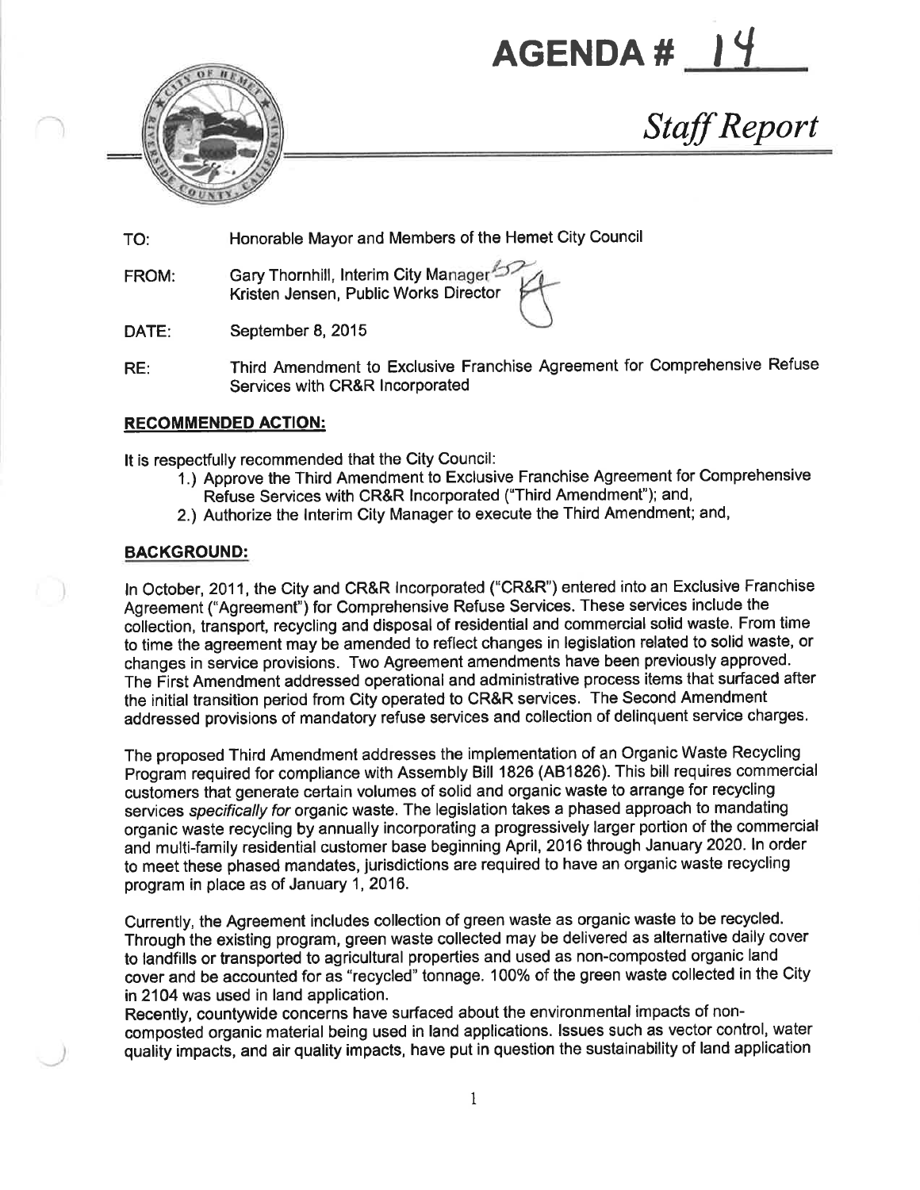# AGENDA # 14

## *Staff Report*

TO: Honorable Mayor and Members of the Hemet City Council

FROM: Gary Thornhill, Interim City Manager
Kristen Jensen, Public Works Director

DATE: September 8, 2015

RE: Third Amendment to Exclusive Franchise Agreement for Comprehensive Refuse Services with CR&R Incorporated

**RECOMMENDED ACTION:**

It is respectfully recommended that the City Council:

1.) Approve the Third Amendment to Exclusive Franchise Agreement for Comprehensive Refuse Services with CR&R Incorporated ("Third Amendment"); and,
2.) Authorize the Interim City Manager to execute the Third Amendment; and,

**BACKGROUND:**

In October, 2011, the City and CR&R Incorporated ("CR&R") entered into an Exclusive Franchise Agreement ("Agreement") for Comprehensive Refuse Services. These services include the collection, transport, recycling and disposal of residential and commercial solid waste. From time to time the agreement may be amended to reflect changes in legislation related to solid waste, or changes in service provisions. Two Agreement amendments have been previously approved. The First Amendment addressed operational and administrative process items that surfaced after the initial transition period from City operated to CR&R services. The Second Amendment addressed provisions of mandatory refuse services and collection of delinquent service charges.

The proposed Third Amendment addresses the implementation of an Organic Waste Recycling Program required for compliance with Assembly Bill 1826 (AB1826). This bill requires commercial customers that generate certain volumes of solid and organic waste to arrange for recycling services *specifically for* organic waste. The legislation takes a phased approach to mandating organic waste recycling by annually incorporating a progressively larger portion of the commercial and multi-family residential customer base beginning April, 2016 through January 2020. In order to meet these phased mandates, jurisdictions are required to have an organic waste recycling program in place as of January 1, 2016.

Currently, the Agreement includes collection of green waste as organic waste to be recycled. Through the existing program, green waste collected may be delivered as alternative daily cover to landfills or transported to agricultural properties and used as non-composted organic land cover and be accounted for as "recycled" tonnage. 100% of the green waste collected in the City in 2104 was used in land application.

Recently, countywide concerns have surfaced about the environmental impacts of non-composted organic material being used in land applications. Issues such as vector control, water quality impacts, and air quality impacts, have put in question the sustainability of land application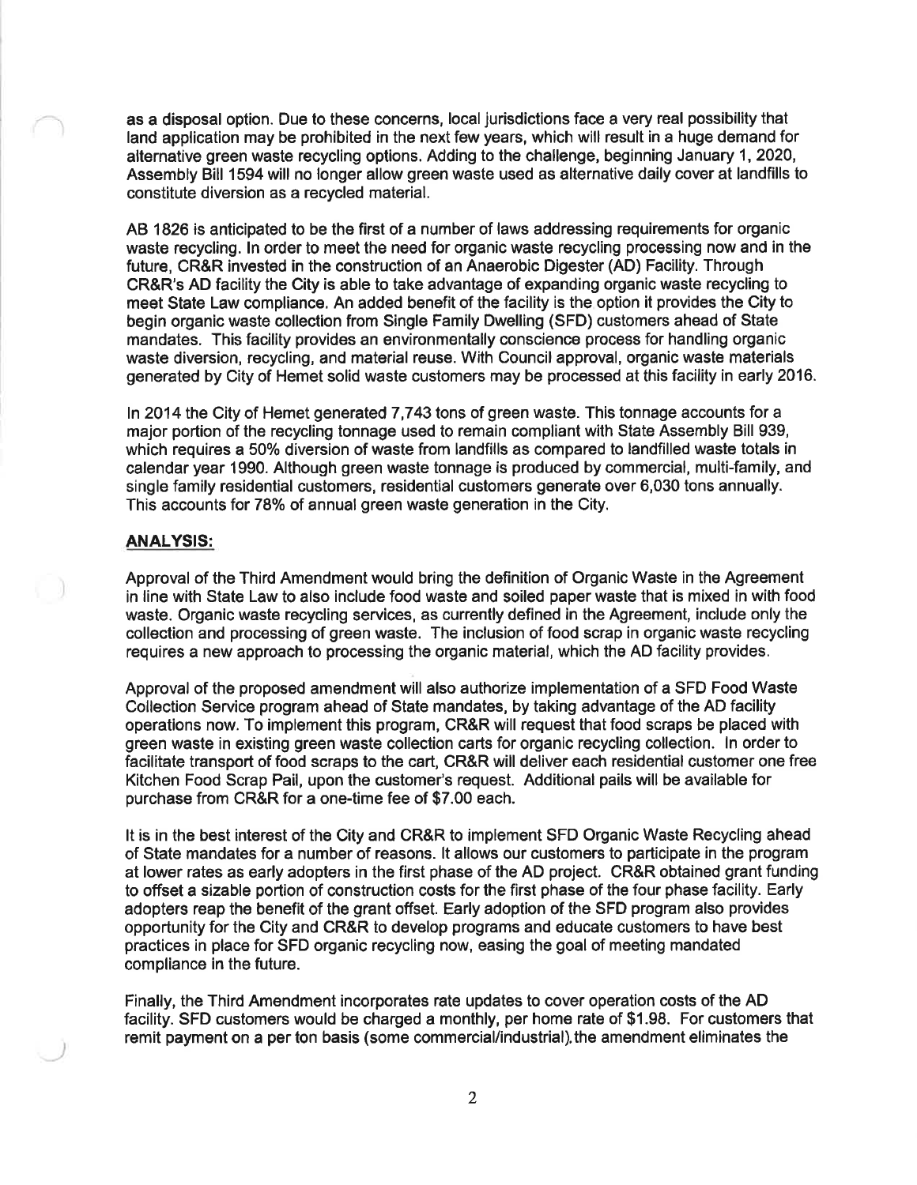as a disposal option. Due to these concerns, local jurisdictions face a very real possibility that land application may be prohibited in the next few years, which will result in a huge demand for alternative green waste recycling options. Adding to the challenge, beginning January 1, 2020, Assembly Bill 1594 will no longer allow green waste used as alternative daily cover at landfills to constitute diversion as a recycled material.

AB 1826 is anticipated to be the first of a number of laws addressing requirements for organic waste recycling. In order to meet the need for organic waste recycling processing now and in the future, CR&R invested in the construction of an Anaerobic Digester (AD) Facility. Through CR&R's AD facility the City is able to take advantage of expanding organic waste recycling to meet State Law compliance. An added benefit of the facility is the option it provides the City to begin organic waste collection from Single Family Dwelling (SFD) customers ahead of State mandates. This facility provides an environmentally conscience process for handling organic waste diversion, recycling, and material reuse. With Council approval, organic waste materials generated by City of Hemet solid waste customers may be processed at this facility in early 2016.

In 2014 the City of Hemet generated 7,743 tons of green waste. This tonnage accounts for a major portion of the recycling tonnage used to remain compliant with State Assembly Bill 939, which requires a 50% diversion of waste from landfills as compared to landfilled waste totals in calendar year 1990. Although green waste tonnage is produced by commercial, multi-family, and single family residential customers, residential customers generate over 6,030 tons annually. This accounts for 78% of annual green waste generation in the City.

## ANALYSIS:

Approval of the Third Amendment would bring the definition of Organic Waste in the Agreement in line with State Law to also include food waste and soiled paper waste that is mixed in with food waste. Organic waste recycling services, as currently defined in the Agreement, include only the collection and processing of green waste. The inclusion of food scrap in organic waste recycling requires a new approach to processing the organic material, which the AD facility provides.

Approval of the proposed amendment will also authorize implementation of a SFD Food Waste Collection Service program ahead of State mandates, by taking advantage of the AD facility operations now. To implement this program, CR&R will request that food scraps be placed with green waste in existing green waste collection carts for organic recycling collection. In order to facilitate transport of food scraps to the cart, CR&R will deliver each residential customer one free Kitchen Food Scrap Pail, upon the customer's request. Additional pails will be available for purchase from CR&R for a one-time fee of $7.00 each.

It is in the best interest of the City and CR&R to implement SFD Organic Waste Recycling ahead of State mandates for a number of reasons. It allows our customers to participate in the program at lower rates as early adopters in the first phase of the AD project. CR&R obtained grant funding to offset a sizable portion of construction costs for the first phase of the four phase facility. Early adopters reap the benefit of the grant offset. Early adoption of the SFD program also provides opportunity for the City and CR&R to develop programs and educate customers to have best practices in place for SFD organic recycling now, easing the goal of meeting mandated compliance in the future.

Finally, the Third Amendment incorporates rate updates to cover operation costs of the AD facility. SFD customers would be charged a monthly, per home rate of $1.98. For customers that remit payment on a per ton basis (some commercial/industrial), the amendment eliminates the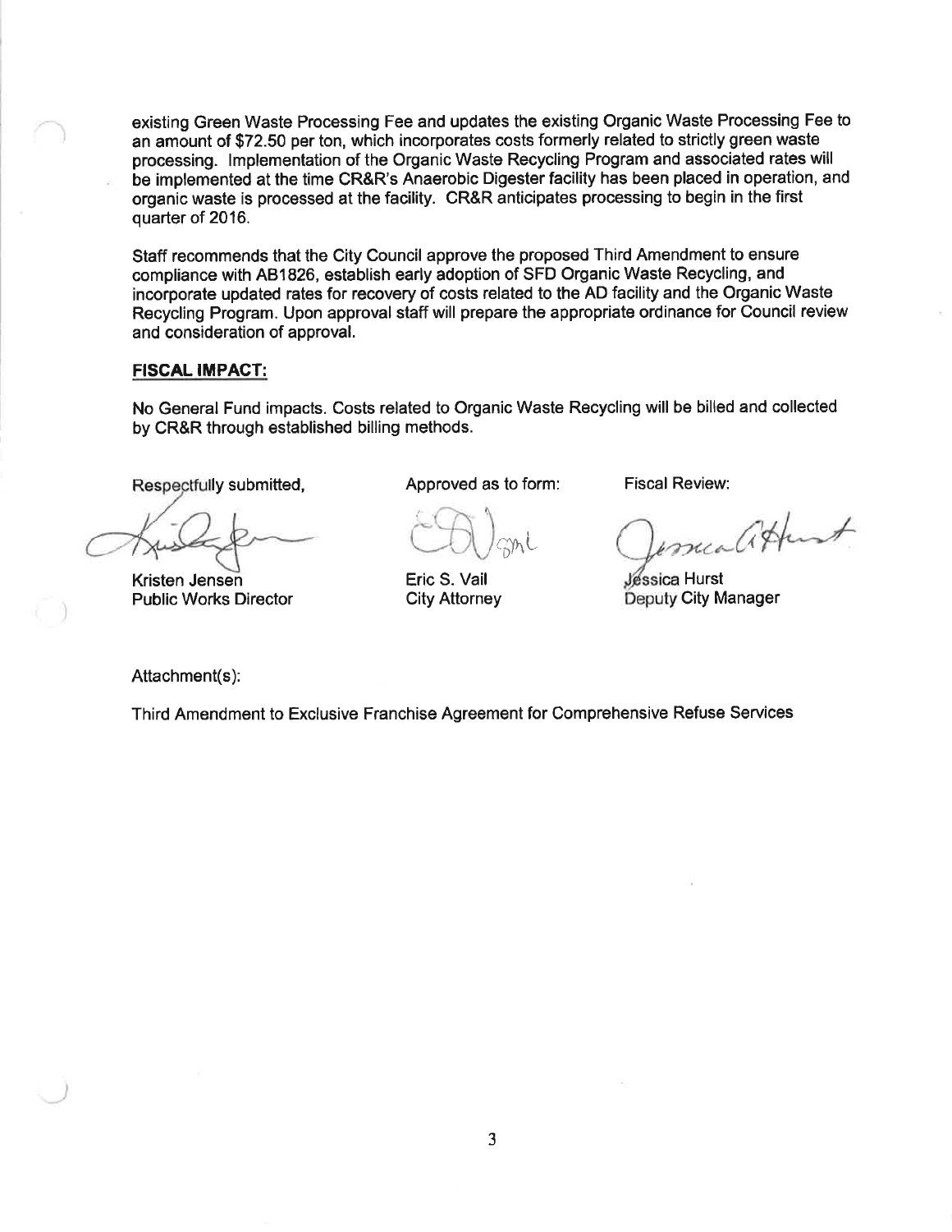existing Green Waste Processing Fee and updates the existing Organic Waste Processing Fee to an amount of $72.50 per ton, which incorporates costs formerly related to strictly green waste processing. Implementation of the Organic Waste Recycling Program and associated rates will be implemented at the time CR&R's Anaerobic Digester facility has been placed in operation, and organic waste is processed at the facility. CR&R anticipates processing to begin in the first quarter of 2016.

Staff recommends that the City Council approve the proposed Third Amendment to ensure compliance with AB1826, establish early adoption of SFD Organic Waste Recycling, and incorporate updated rates for recovery of costs related to the AD facility and the Organic Waste Recycling Program. Upon approval staff will prepare the appropriate ordinance for Council review and consideration of approval.

**FISCAL IMPACT:**

No General Fund impacts. Costs related to Organic Waste Recycling will be billed and collected by CR&R through established billing methods.

| Respectfully submitted, | Approved as to form: | Fiscal Review: |
| --- | --- | --- |
| Kristen Jensen<br>Public Works Director | Eric S. Vail<br>City Attorney | Jessica Hurst<br>Deputy City Manager |

Attachment(s):

Third Amendment to Exclusive Franchise Agreement for Comprehensive Refuse Services